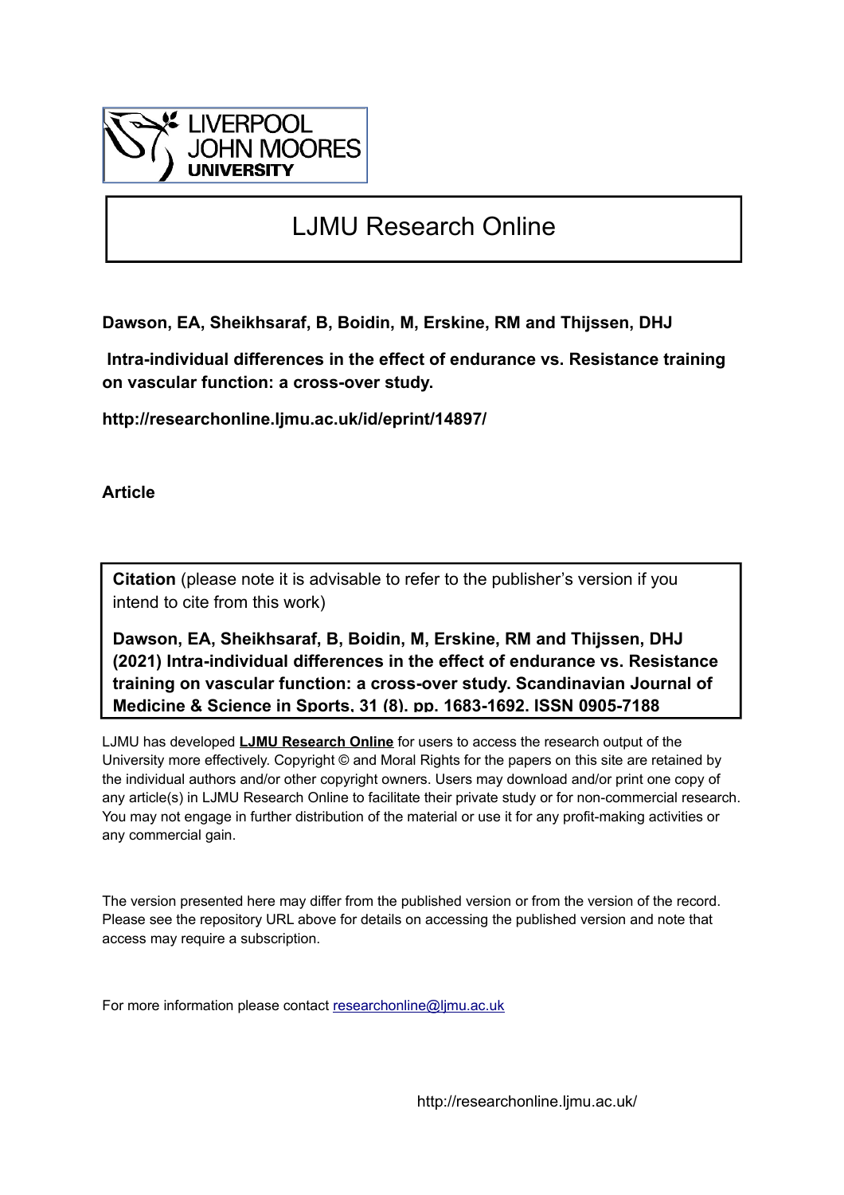LIVERPOOL JOHN MOORES UNIVERSITY

# LJMU Research Online

**Dawson, EA, Sheikhsaraf, B, Boidin, M, Erskine, RM and Thijssen, DHJ**

**Intra-individual differences in the effect of endurance vs. Resistance training on vascular function: a cross-over study.**

**http://researchonline.ljmu.ac.uk/id/eprint/14897/**

**Article**

**Citation** (please note it is advisable to refer to the publisher's version if you intend to cite from this work)

**Dawson, EA, Sheikhsaraf, B, Boidin, M, Erskine, RM and Thijssen, DHJ (2021) Intra-individual differences in the effect of endurance vs. Resistance training on vascular function: a cross-over study. Scandinavian Journal of Medicine & Science in Sports, 31 (8). pp. 1683-1692. ISSN 0905-7188**

LJMU has developed **LJMU Research Online** for users to access the research output of the University more effectively. Copyright © and Moral Rights for the papers on this site are retained by the individual authors and/or other copyright owners. Users may download and/or print one copy of any article(s) in LJMU Research Online to facilitate their private study or for non-commercial research. You may not engage in further distribution of the material or use it for any profit-making activities or any commercial gain.

The version presented here may differ from the published version or from the version of the record. Please see the repository URL above for details on accessing the published version and note that access may require a subscription.

For more information please contact researchonline@ljmu.ac.uk

http://researchonline.ljmu.ac.uk/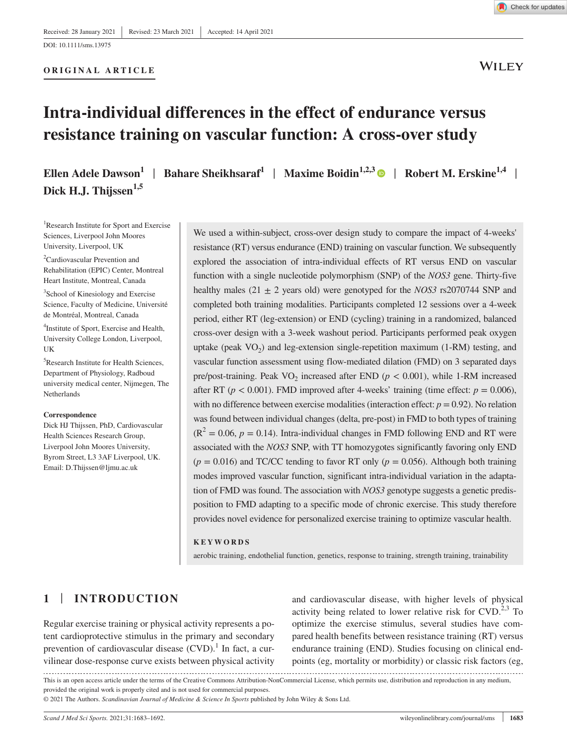Received: 28 January 2021 | Revised: 23 March 2021 | Accepted: 14 April 2021

DOI: 10.1111/sms.13975

**ORIGINAL ARTICLE**

# Intra-individual differences in the effect of endurance versus resistance training on vascular function: A cross-over study

**Ellen Adele Dawson[1] | Bahare Sheikhsaraf[1] | Maxime Boidin[1,2,3] | Robert M. Erskine[1,4] | Dick H.J. Thijssen[1,5]**

[1]Research Institute for Sport and Exercise Sciences, Liverpool John Moores University, Liverpool, UK

[2]Cardiovascular Prevention and Rehabilitation (EPIC) Center, Montreal Heart Institute, Montreal, Canada

[3]School of Kinesiology and Exercise Science, Faculty of Medicine, Université de Montréal, Montreal, Canada

[4]Institute of Sport, Exercise and Health, University College London, Liverpool, UK

[5]Research Institute for Health Sciences, Department of Physiology, Radboud university medical center, Nijmegen, The Netherlands

**Correspondence**
Dick HJ Thijssen, PhD, Cardiovascular Health Sciences Research Group, Liverpool John Moores University, Byrom Street, L3 3AF Liverpool, UK.
Email: D.Thijssen@ljmu.ac.uk

We used a within-subject, cross-over design study to compare the impact of 4-weeks' resistance (RT) versus endurance (END) training on vascular function. We subsequently explored the association of intra-individual effects of RT versus END on vascular function with a single nucleotide polymorphism (SNP) of the *NOS3* gene. Thirty-five healthy males (21 ± 2 years old) were genotyped for the *NOS3* rs2070744 SNP and completed both training modalities. Participants completed 12 sessions over a 4-week period, either RT (leg-extension) or END (cycling) training in a randomized, balanced cross-over design with a 3-week washout period. Participants performed peak oxygen uptake (peak $VO_2$) and leg-extension single-repetition maximum (1-RM) testing, and vascular function assessment using flow-mediated dilation (FMD) on 3 separated days pre/post-training. Peak $VO_2$ increased after END ($p < 0.001$), while 1-RM increased after RT ($p < 0.001$). FMD improved after 4-weeks' training (time effect: $p = 0.006$), with no difference between exercise modalities (interaction effect: $p = 0.92$). No relation was found between individual changes (delta, pre-post) in FMD to both types of training ($R^2 = 0.06$, $p = 0.14$). Intra-individual changes in FMD following END and RT were associated with the *NOS3* SNP, with TT homozygotes significantly favoring only END ($p = 0.016$) and TC/CC tending to favor RT only ($p = 0.056$). Although both training modes improved vascular function, significant intra-individual variation in the adaptation of FMD was found. The association with *NOS3* genotype suggests a genetic predisposition to FMD adapting to a specific mode of chronic exercise. This study therefore provides novel evidence for personalized exercise training to optimize vascular health.

**KEYWORDS**

aerobic training, endothelial function, genetics, response to training, strength training, trainability

## 1 | INTRODUCTION

Regular exercise training or physical activity represents a potent cardioprotective stimulus in the primary and secondary prevention of cardiovascular disease (CVD).[1] In fact, a curvilinear dose-response curve exists between physical activity and cardiovascular disease, with higher levels of physical activity being related to lower relative risk for CVD.[2,3] To optimize the exercise stimulus, several studies have compared health benefits between resistance training (RT) versus endurance training (END). Studies focusing on clinical endpoints (eg, mortality or morbidity) or classic risk factors (eg,

This is an open access article under the terms of the Creative Commons Attribution-NonCommercial License, which permits use, distribution and reproduction in any medium, provided the original work is properly cited and is not used for commercial purposes.

© 2021 The Authors. *Scandinavian Journal of Medicine & Science In Sports* published by John Wiley & Sons Ltd.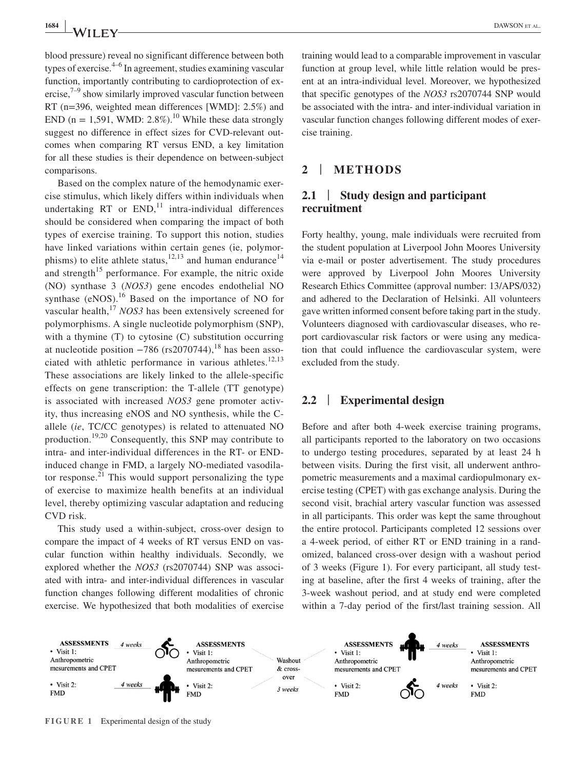blood pressure) reveal no significant difference between both types of exercise.[4–6] In agreement, studies examining vascular function, importantly contributing to cardioprotection of exercise,[7–9] show similarly improved vascular function between RT (n=396, weighted mean differences [WMD]: 2.5%) and END (n = 1,591, WMD: 2.8%).[10] While these data strongly suggest no difference in effect sizes for CVD-relevant outcomes when comparing RT versus END, a key limitation for all these studies is their dependence on between-subject comparisons.

Based on the complex nature of the hemodynamic exercise stimulus, which likely differs within individuals when undertaking RT or END,[11] intra-individual differences should be considered when comparing the impact of both types of exercise training. To support this notion, studies have linked variations within certain genes (ie, polymorphisms) to elite athlete status,[12,13] and human endurance[14] and strength[15] performance. For example, the nitric oxide (NO) synthase 3 (*NOS3*) gene encodes endothelial NO synthase (eNOS).[16] Based on the importance of NO for vascular health,[17] *NOS3* has been extensively screened for polymorphisms. A single nucleotide polymorphism (SNP), with a thymine (T) to cytosine (C) substitution occurring at nucleotide position −786 (rs2070744),[18] has been associated with athletic performance in various athletes.[12,13] These associations are likely linked to the allele-specific effects on gene transcription: the T-allele (TT genotype) is associated with increased *NOS3* gene promoter activity, thus increasing eNOS and NO synthesis, while the C-allele (*ie*, TC/CC genotypes) is related to attenuated NO production.[19,20] Consequently, this SNP may contribute to intra- and inter-individual differences in the RT- or END-induced change in FMD, a largely NO-mediated vasodilator response.[21] This would support personalizing the type of exercise to maximize health benefits at an individual level, thereby optimizing vascular adaptation and reducing CVD risk.

This study used a within-subject, cross-over design to compare the impact of 4 weeks of RT versus END on vascular function within healthy individuals. Secondly, we explored whether the *NOS3* (rs2070744) SNP was associated with intra- and inter-individual differences in vascular function changes following different modalities of chronic exercise. We hypothesized that both modalities of exercise training would lead to a comparable improvement in vascular function at group level, while little relation would be present at an intra-individual level. Moreover, we hypothesized that specific genotypes of the *NOS3* rs2070744 SNP would be associated with the intra- and inter-individual variation in vascular function changes following different modes of exercise training.

## 2 | METHODS

### 2.1 | Study design and participant recruitment

Forty healthy, young, male individuals were recruited from the student population at Liverpool John Moores University via e-mail or poster advertisement. The study procedures were approved by Liverpool John Moores University Research Ethics Committee (approval number: 13/APS/032) and adhered to the Declaration of Helsinki. All volunteers gave written informed consent before taking part in the study. Volunteers diagnosed with cardiovascular diseases, who report cardiovascular risk factors or were using any medication that could influence the cardiovascular system, were excluded from the study.

### 2.2 | Experimental design

Before and after both 4-week exercise training programs, all participants reported to the laboratory on two occasions to undergo testing procedures, separated by at least 24 h between visits. During the first visit, all underwent anthropometric measurements and a maximal cardiopulmonary exercise testing (CPET) with gas exchange analysis. During the second visit, brachial artery vascular function was assessed in all participants. This order was kept the same throughout the entire protocol. Participants completed 12 sessions over a 4-week period, of either RT or END training in a randomized, balanced cross-over design with a washout period of 3 weeks (Figure 1). For every participant, all study testing at baseline, after the first 4 weeks of training, after the 3-week washout period, and at study end were completed within a 7-day period of the first/last training session. All

**ASSESSMENTS** • Visit 1: Anthropometric mesurements and CPET • Visit 2: FMD — 4 weeks — **ASSESSMENTS** • Visit 1: Anthropometric mesurements and CPET • Visit 2: FMD — Washout & cross-over 3 weeks — **ASSESSMENTS** • Visit 1: Anthropometric mesurements and CPET • Visit 2: FMD — 4 weeks — **ASSESSMENTS** • Visit 1: Anthropometric mesurements and CPET • Visit 2: FMD

**FIGURE 1** Experimental design of the study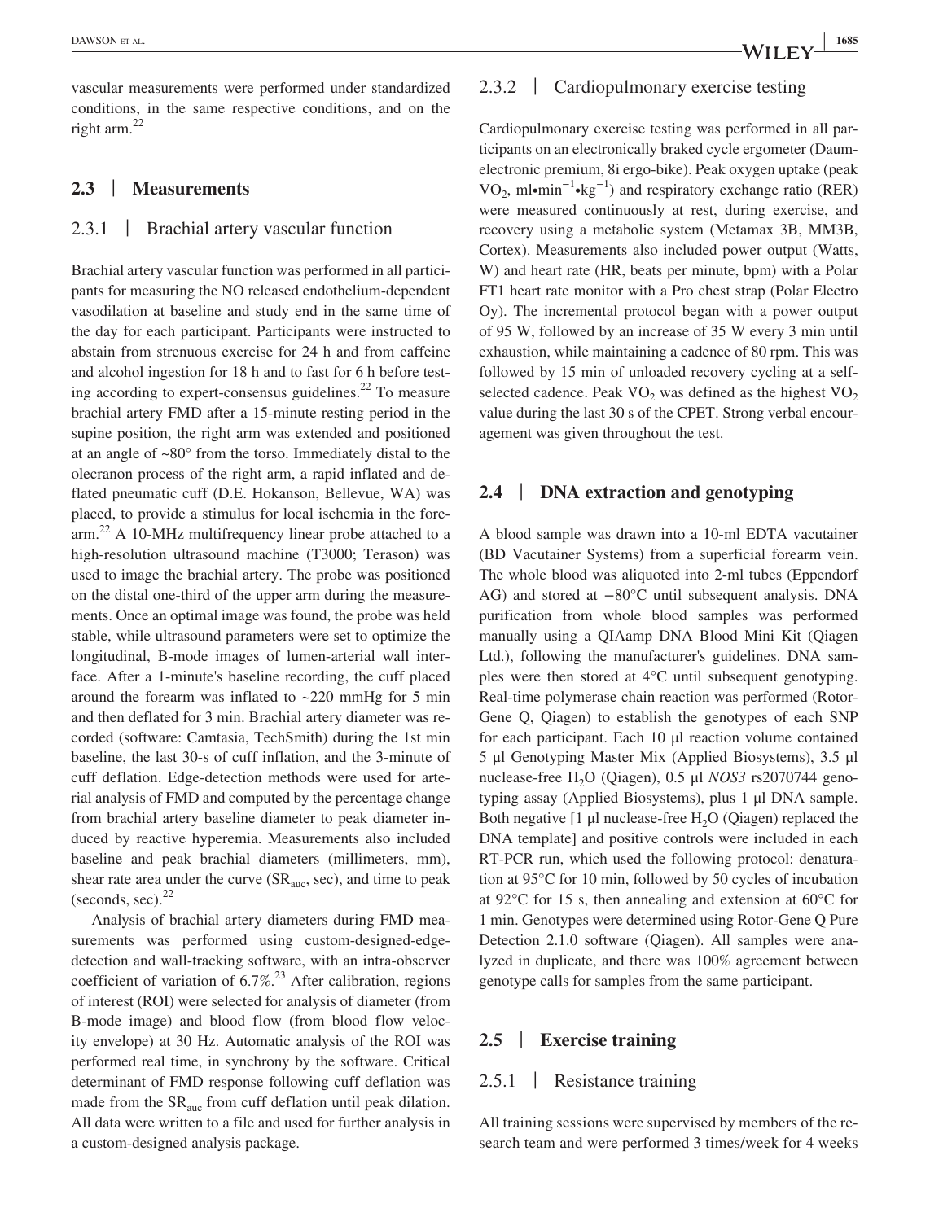vascular measurements were performed under standardized conditions, in the same respective conditions, and on the right arm.[22]

## 2.3 | Measurements

### 2.3.1 | Brachial artery vascular function

Brachial artery vascular function was performed in all participants for measuring the NO released endothelium-dependent vasodilation at baseline and study end in the same time of the day for each participant. Participants were instructed to abstain from strenuous exercise for 24 h and from caffeine and alcohol ingestion for 18 h and to fast for 6 h before testing according to expert-consensus guidelines.[22] To measure brachial artery FMD after a 15-minute resting period in the supine position, the right arm was extended and positioned at an angle of ~80° from the torso. Immediately distal to the olecranon process of the right arm, a rapid inflated and deflated pneumatic cuff (D.E. Hokanson, Bellevue, WA) was placed, to provide a stimulus for local ischemia in the forearm.[22] A 10-MHz multifrequency linear probe attached to a high-resolution ultrasound machine (T3000; Terason) was used to image the brachial artery. The probe was positioned on the distal one-third of the upper arm during the measurements. Once an optimal image was found, the probe was held stable, while ultrasound parameters were set to optimize the longitudinal, B-mode images of lumen-arterial wall interface. After a 1-minute's baseline recording, the cuff placed around the forearm was inflated to ~220 mmHg for 5 min and then deflated for 3 min. Brachial artery diameter was recorded (software: Camtasia, TechSmith) during the 1st min baseline, the last 30-s of cuff inflation, and the 3-minute of cuff deflation. Edge-detection methods were used for arterial analysis of FMD and computed by the percentage change from brachial artery baseline diameter to peak diameter induced by reactive hyperemia. Measurements also included baseline and peak brachial diameters (millimeters, mm), shear rate area under the curve ($SR_{auc}$, sec), and time to peak (seconds, sec).[22]

Analysis of brachial artery diameters during FMD measurements was performed using custom-designed-edge-detection and wall-tracking software, with an intra-observer coefficient of variation of 6.7%.[23] After calibration, regions of interest (ROI) were selected for analysis of diameter (from B-mode image) and blood flow (from blood flow velocity envelope) at 30 Hz. Automatic analysis of the ROI was performed real time, in synchrony by the software. Critical determinant of FMD response following cuff deflation was made from the $SR_{auc}$ from cuff deflation until peak dilation. All data were written to a file and used for further analysis in a custom-designed analysis package.

### 2.3.2 | Cardiopulmonary exercise testing

Cardiopulmonary exercise testing was performed in all participants on an electronically braked cycle ergometer (Daum-electronic premium, 8i ergo-bike). Peak oxygen uptake (peak $VO_2$, ml•min$^{-1}$•kg$^{-1}$) and respiratory exchange ratio (RER) were measured continuously at rest, during exercise, and recovery using a metabolic system (Metamax 3B, MM3B, Cortex). Measurements also included power output (Watts, W) and heart rate (HR, beats per minute, bpm) with a Polar FT1 heart rate monitor with a Pro chest strap (Polar Electro Oy). The incremental protocol began with a power output of 95 W, followed by an increase of 35 W every 3 min until exhaustion, while maintaining a cadence of 80 rpm. This was followed by 15 min of unloaded recovery cycling at a self-selected cadence. Peak $VO_2$ was defined as the highest $VO_2$ value during the last 30 s of the CPET. Strong verbal encouragement was given throughout the test.

## 2.4 | DNA extraction and genotyping

A blood sample was drawn into a 10-ml EDTA vacutainer (BD Vacutainer Systems) from a superficial forearm vein. The whole blood was aliquoted into 2-ml tubes (Eppendorf AG) and stored at −80°C until subsequent analysis. DNA purification from whole blood samples was performed manually using a QIAamp DNA Blood Mini Kit (Qiagen Ltd.), following the manufacturer's guidelines. DNA samples were then stored at 4°C until subsequent genotyping. Real-time polymerase chain reaction was performed (Rotor-Gene Q, Qiagen) to establish the genotypes of each SNP for each participant. Each 10 μl reaction volume contained 5 μl Genotyping Master Mix (Applied Biosystems), 3.5 μl nuclease-free $H_2O$ (Qiagen), 0.5 μl *NOS3* rs2070744 genotyping assay (Applied Biosystems), plus 1 μl DNA sample. Both negative [1 μl nuclease-free $H_2O$ (Qiagen) replaced the DNA template] and positive controls were included in each RT-PCR run, which used the following protocol: denaturation at 95°C for 10 min, followed by 50 cycles of incubation at 92°C for 15 s, then annealing and extension at 60°C for 1 min. Genotypes were determined using Rotor-Gene Q Pure Detection 2.1.0 software (Qiagen). All samples were analyzed in duplicate, and there was 100% agreement between genotype calls for samples from the same participant.

## 2.5 | Exercise training

### 2.5.1 | Resistance training

All training sessions were supervised by members of the research team and were performed 3 times/week for 4 weeks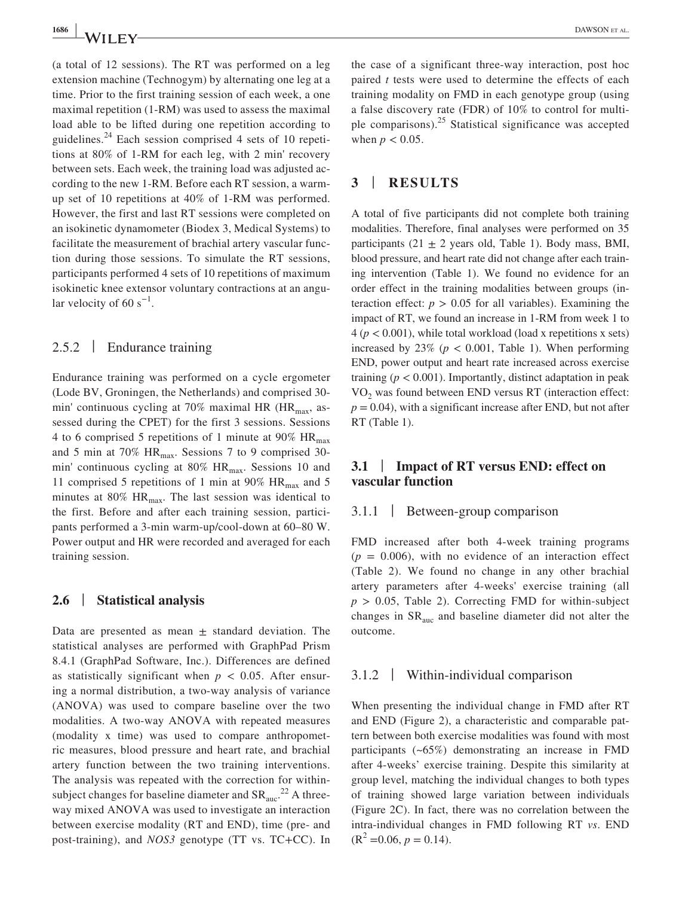(a total of 12 sessions). The RT was performed on a leg extension machine (Technogym) by alternating one leg at a time. Prior to the first training session of each week, a one maximal repetition (1-RM) was used to assess the maximal load able to be lifted during one repetition according to guidelines.[24] Each session comprised 4 sets of 10 repetitions at 80% of 1-RM for each leg, with 2 min' recovery between sets. Each week, the training load was adjusted according to the new 1-RM. Before each RT session, a warm-up set of 10 repetitions at 40% of 1-RM was performed. However, the first and last RT sessions were completed on an isokinetic dynamometer (Biodex 3, Medical Systems) to facilitate the measurement of brachial artery vascular function during those sessions. To simulate the RT sessions, participants performed 4 sets of 10 repetitions of maximum isokinetic knee extensor voluntary contractions at an angular velocity of 60 $s^{-1}$.

### 2.5.2 | Endurance training

Endurance training was performed on a cycle ergometer (Lode BV, Groningen, the Netherlands) and comprised 30-min' continuous cycling at 70% maximal HR ($HR_{max}$, assessed during the CPET) for the first 3 sessions. Sessions 4 to 6 comprised 5 repetitions of 1 minute at 90% $HR_{max}$ and 5 min at 70% $HR_{max}$. Sessions 7 to 9 comprised 30-min' continuous cycling at 80% $HR_{max}$. Sessions 10 and 11 comprised 5 repetitions of 1 min at 90% $HR_{max}$ and 5 minutes at 80% $HR_{max}$. The last session was identical to the first. Before and after each training session, participants performed a 3-min warm-up/cool-down at 60–80 W. Power output and HR were recorded and averaged for each training session.

## 2.6 | Statistical analysis

Data are presented as mean ± standard deviation. The statistical analyses are performed with GraphPad Prism 8.4.1 (GraphPad Software, Inc.). Differences are defined as statistically significant when $p < 0.05$. After ensuring a normal distribution, a two-way analysis of variance (ANOVA) was used to compare baseline over the two modalities. A two-way ANOVA with repeated measures (modality x time) was used to compare anthropometric measures, blood pressure and heart rate, and brachial artery function between the two training interventions. The analysis was repeated with the correction for within-subject changes for baseline diameter and $SR_{auc}$.[22] A three-way mixed ANOVA was used to investigate an interaction between exercise modality (RT and END), time (pre- and post-training), and *NOS3* genotype (TT vs. TC+CC). In the case of a significant three-way interaction, post hoc paired *t* tests were used to determine the effects of each training modality on FMD in each genotype group (using a false discovery rate (FDR) of 10% to control for multiple comparisons).[25] Statistical significance was accepted when $p < 0.05$.

# 3 | RESULTS

A total of five participants did not complete both training modalities. Therefore, final analyses were performed on 35 participants (21 ± 2 years old, Table 1). Body mass, BMI, blood pressure, and heart rate did not change after each training intervention (Table 1). We found no evidence for an order effect in the training modalities between groups (interaction effect: $p > 0.05$ for all variables). Examining the impact of RT, we found an increase in 1-RM from week 1 to 4 ($p < 0.001$), while total workload (load x repetitions x sets) increased by 23% ($p < 0.001$, Table 1). When performing END, power output and heart rate increased across exercise training ($p < 0.001$). Importantly, distinct adaptation in peak $VO_2$ was found between END versus RT (interaction effect: $p = 0.04$), with a significant increase after END, but not after RT (Table 1).

## 3.1 | Impact of RT versus END: effect on vascular function

### 3.1.1 | Between-group comparison

FMD increased after both 4-week training programs ($p = 0.006$), with no evidence of an interaction effect (Table 2). We found no change in any other brachial artery parameters after 4-weeks' exercise training (all $p > 0.05$, Table 2). Correcting FMD for within-subject changes in $SR_{auc}$ and baseline diameter did not alter the outcome.

### 3.1.2 | Within-individual comparison

When presenting the individual change in FMD after RT and END (Figure 2), a characteristic and comparable pattern between both exercise modalities was found with most participants (~65%) demonstrating an increase in FMD after 4-weeks' exercise training. Despite this similarity at group level, matching the individual changes to both types of training showed large variation between individuals (Figure 2C). In fact, there was no correlation between the intra-individual changes in FMD following RT *vs*. END ($R^2 = 0.06$, $p = 0.14$).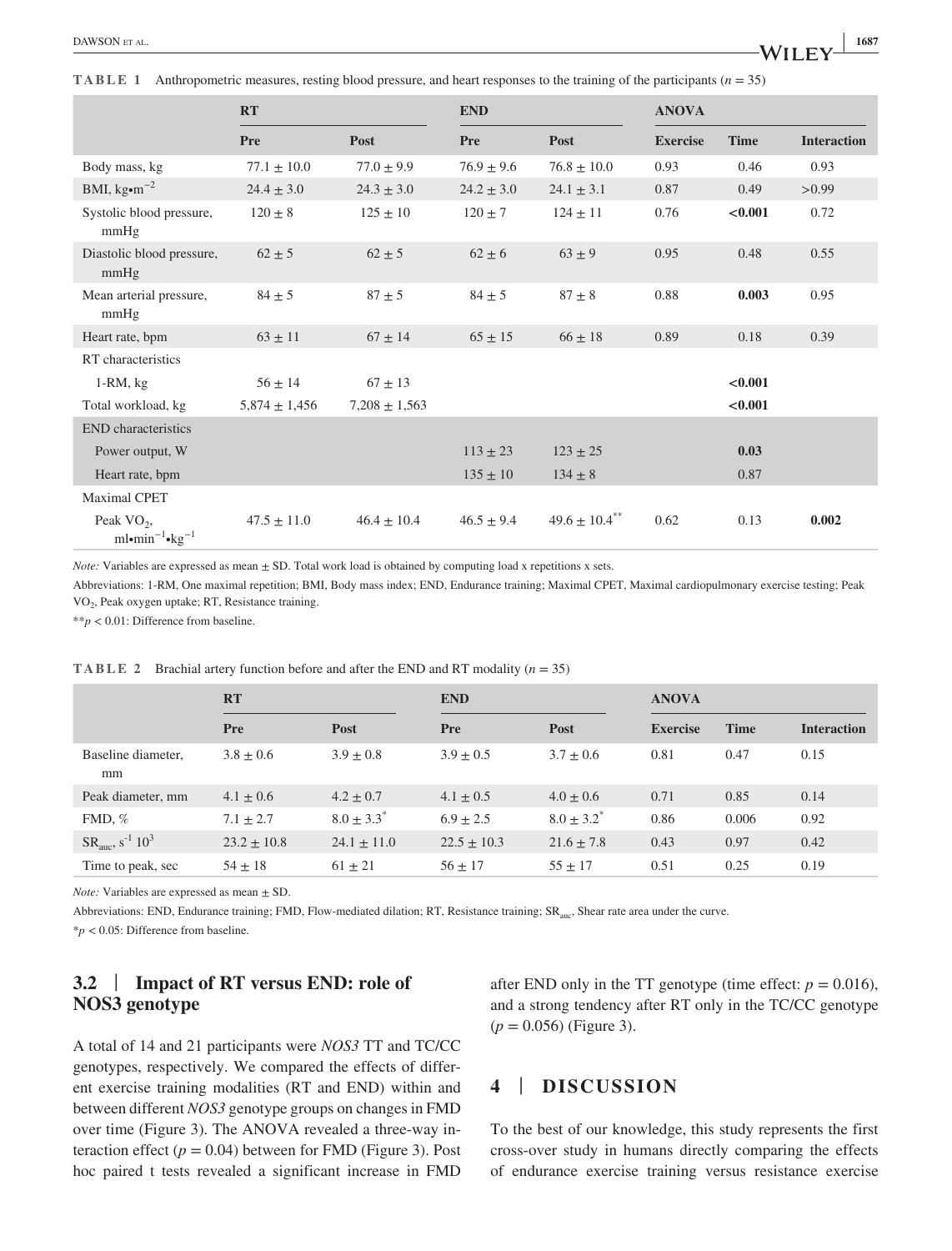**TABLE 1** Anthropometric measures, resting blood pressure, and heart responses to the training of the participants ($n = 35$)

| | RT | | END | | ANOVA | | |
|---|---|---|---|---|---|---|---|
| | Pre | Post | Pre | Post | Exercise | Time | Interaction |
| Body mass, kg | 77.1 ± 10.0 | 77.0 ± 9.9 | 76.9 ± 9.6 | 76.8 ± 10.0 | 0.93 | 0.46 | 0.93 |
| BMI, kg•m$^{-2}$ | 24.4 ± 3.0 | 24.3 ± 3.0 | 24.2 ± 3.0 | 24.1 ± 3.1 | 0.87 | 0.49 | >0.99 |
| Systolic blood pressure, mmHg | 120 ± 8 | 125 ± 10 | 120 ± 7 | 124 ± 11 | 0.76 | **<0.001** | 0.72 |
| Diastolic blood pressure, mmHg | 62 ± 5 | 62 ± 5 | 62 ± 6 | 63 ± 9 | 0.95 | 0.48 | 0.55 |
| Mean arterial pressure, mmHg | 84 ± 5 | 87 ± 5 | 84 ± 5 | 87 ± 8 | 0.88 | **0.003** | 0.95 |
| Heart rate, bpm | 63 ± 11 | 67 ± 14 | 65 ± 15 | 66 ± 18 | 0.89 | 0.18 | 0.39 |
| RT characteristics | | | | | | | |
| 1-RM, kg | 56 ± 14 | 67 ± 13 | | | | **<0.001** | |
| Total workload, kg | 5,874 ± 1,456 | 7,208 ± 1,563 | | | | **<0.001** | |
| END characteristics | | | | | | | |
| Power output, W | | | 113 ± 23 | 123 ± 25 | | **0.03** | |
| Heart rate, bpm | | | 135 ± 10 | 134 ± 8 | | 0.87 | |
| Maximal CPET | | | | | | | |
| Peak $VO_2$, ml•min$^{-1}$•kg$^{-1}$ | 47.5 ± 11.0 | 46.4 ± 10.4 | 46.5 ± 9.4 | 49.6 ± 10.4** | 0.62 | 0.13 | **0.002** |

*Note:* Variables are expressed as mean ± SD. Total work load is obtained by computing load x repetitions x sets.

Abbreviations: 1-RM, One maximal repetition; BMI, Body mass index; END, Endurance training; Maximal CPET, Maximal cardiopulmonary exercise testing; Peak $VO_2$, Peak oxygen uptake; RT, Resistance training.

**$p < 0.01$: Difference from baseline.

**TABLE 2** Brachial artery function before and after the END and RT modality ($n = 35$)

| | RT | | END | | ANOVA | | |
|---|---|---|---|---|---|---|---|
| | Pre | Post | Pre | Post | Exercise | Time | Interaction |
| Baseline diameter, mm | 3.8 ± 0.6 | 3.9 ± 0.8 | 3.9 ± 0.5 | 3.7 ± 0.6 | 0.81 | 0.47 | 0.15 |
| Peak diameter, mm | 4.1 ± 0.6 | 4.2 ± 0.7 | 4.1 ± 0.5 | 4.0 ± 0.6 | 0.71 | 0.85 | 0.14 |
| FMD, % | 7.1 ± 2.7 | 8.0 ± 3.3* | 6.9 ± 2.5 | 8.0 ± 3.2* | 0.86 | 0.006 | 0.92 |
| $SR_{auc}$, s$^{-1}$ 10$^3$ | 23.2 ± 10.8 | 24.1 ± 11.0 | 22.5 ± 10.3 | 21.6 ± 7.8 | 0.43 | 0.97 | 0.42 |
| Time to peak, sec | 54 ± 18 | 61 ± 21 | 56 ± 17 | 55 ± 17 | 0.51 | 0.25 | 0.19 |

*Note:* Variables are expressed as mean ± SD.

Abbreviations: END, Endurance training; FMD, Flow-mediated dilation; RT, Resistance training; $SR_{auc}$, Shear rate area under the curve.

*$p < 0.05$: Difference from baseline.

### 3.2 | Impact of RT versus END: role of NOS3 genotype

A total of 14 and 21 participants were *NOS3* TT and TC/CC genotypes, respectively. We compared the effects of different exercise training modalities (RT and END) within and between different *NOS3* genotype groups on changes in FMD over time (Figure 3). The ANOVA revealed a three-way interaction effect ($p = 0.04$) between for FMD (Figure 3). Post hoc paired t tests revealed a significant increase in FMD after END only in the TT genotype (time effect: $p = 0.016$), and a strong tendency after RT only in the TC/CC genotype ($p = 0.056$) (Figure 3).

## 4 | DISCUSSION

To the best of our knowledge, this study represents the first cross-over study in humans directly comparing the effects of endurance exercise training versus resistance exercise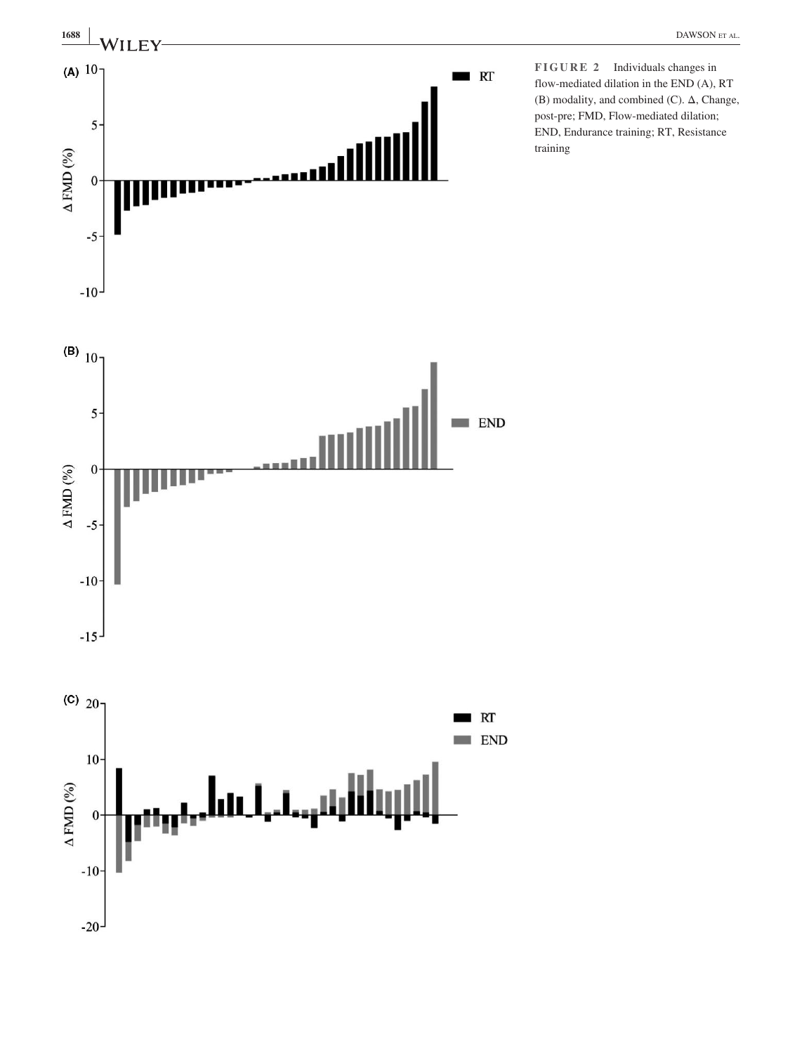**FIGURE 2** Individuals changes in flow-mediated dilation in the END (A), RT (B) modality, and combined (C). Δ, Change, post-pre; FMD, Flow-mediated dilation; END, Endurance training; RT, Resistance training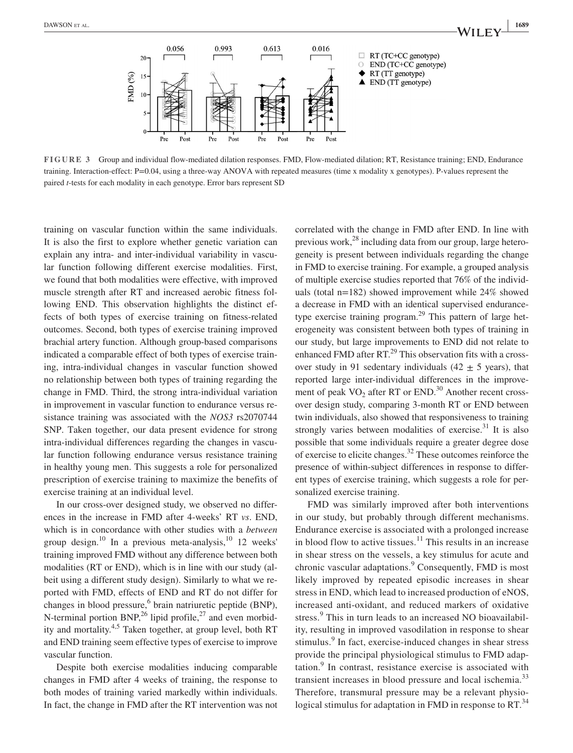**FIGURE 3** Group and individual flow-mediated dilation responses. FMD, Flow-mediated dilation; RT, Resistance training; END, Endurance training. Interaction-effect: P=0.04, using a three-way ANOVA with repeated measures (time x modality x genotypes). P-values represent the paired *t*-tests for each modality in each genotype. Error bars represent SD

training on vascular function within the same individuals. It is also the first to explore whether genetic variation can explain any intra- and inter-individual variability in vascular function following different exercise modalities. First, we found that both modalities were effective, with improved muscle strength after RT and increased aerobic fitness following END. This observation highlights the distinct effects of both types of exercise training on fitness-related outcomes. Second, both types of exercise training improved brachial artery function. Although group-based comparisons indicated a comparable effect of both types of exercise training, intra-individual changes in vascular function showed no relationship between both types of training regarding the change in FMD. Third, the strong intra-individual variation in improvement in vascular function to endurance versus resistance training was associated with the *NOS3* rs2070744 SNP. Taken together, our data present evidence for strong intra-individual differences regarding the changes in vascular function following endurance versus resistance training in healthy young men. This suggests a role for personalized prescription of exercise training to maximize the benefits of exercise training at an individual level.

In our cross-over designed study, we observed no differences in the increase in FMD after 4-weeks' RT *vs*. END, which is in concordance with other studies with a *between* group design.[10] In a previous meta-analysis,[10] 12 weeks' training improved FMD without any difference between both modalities (RT or END), which is in line with our study (albeit using a different study design). Similarly to what we reported with FMD, effects of END and RT do not differ for changes in blood pressure,[6] brain natriuretic peptide (BNP), N-terminal portion BNP,[26] lipid profile,[27] and even morbidity and mortality.[4,5] Taken together, at group level, both RT and END training seem effective types of exercise to improve vascular function.

Despite both exercise modalities inducing comparable changes in FMD after 4 weeks of training, the response to both modes of training varied markedly within individuals. In fact, the change in FMD after the RT intervention was not correlated with the change in FMD after END. In line with previous work,[28] including data from our group, large heterogeneity is present between individuals regarding the change in FMD to exercise training. For example, a grouped analysis of multiple exercise studies reported that 76% of the individuals (total n=182) showed improvement while 24% showed a decrease in FMD with an identical supervised endurance-type exercise training program.[29] This pattern of large heterogeneity was consistent between both types of training in our study, but large improvements to END did not relate to enhanced FMD after RT.[29] This observation fits with a cross-over study in 91 sedentary individuals (42 ± 5 years), that reported large inter-individual differences in the improvement of peak $VO_2$ after RT or END.[30] Another recent cross-over design study, comparing 3-month RT or END between twin individuals, also showed that responsiveness to training strongly varies between modalities of exercise.[31] It is also possible that some individuals require a greater degree dose of exercise to elicite changes.[32] These outcomes reinforce the presence of within-subject differences in response to different types of exercise training, which suggests a role for personalized exercise training.

FMD was similarly improved after both interventions in our study, but probably through different mechanisms. Endurance exercise is associated with a prolonged increase in blood flow to active tissues.[11] This results in an increase in shear stress on the vessels, a key stimulus for acute and chronic vascular adaptations.[9] Consequently, FMD is most likely improved by repeated episodic increases in shear stress in END, which lead to increased production of eNOS, increased anti-oxidant, and reduced markers of oxidative stress.[9] This in turn leads to an increased NO bioavailability, resulting in improved vasodilation in response to shear stimulus.[9] In fact, exercise-induced changes in shear stress provide the principal physiological stimulus to FMD adaptation.[9] In contrast, resistance exercise is associated with transient increases in blood pressure and local ischemia.[33] Therefore, transmural pressure may be a relevant physiological stimulus for adaptation in FMD in response to RT.[34]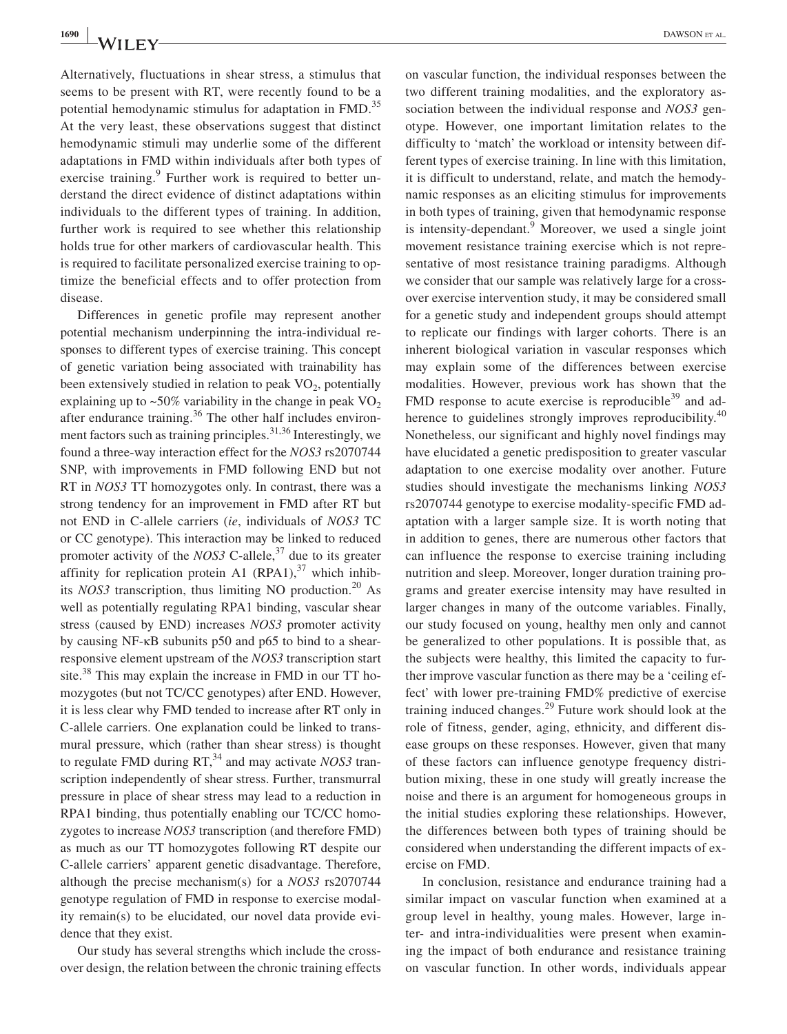Alternatively, fluctuations in shear stress, a stimulus that seems to be present with RT, were recently found to be a potential hemodynamic stimulus for adaptation in FMD.[35] At the very least, these observations suggest that distinct hemodynamic stimuli may underlie some of the different adaptations in FMD within individuals after both types of exercise training.[9] Further work is required to better understand the direct evidence of distinct adaptations within individuals to the different types of training. In addition, further work is required to see whether this relationship holds true for other markers of cardiovascular health. This is required to facilitate personalized exercise training to optimize the beneficial effects and to offer protection from disease.

Differences in genetic profile may represent another potential mechanism underpinning the intra-individual responses to different types of exercise training. This concept of genetic variation being associated with trainability has been extensively studied in relation to peak $VO_2$, potentially explaining up to ~50% variability in the change in peak $VO_2$ after endurance training.[36] The other half includes environment factors such as training principles.[31,36] Interestingly, we found a three-way interaction effect for the *NOS3* rs2070744 SNP, with improvements in FMD following END but not RT in *NOS3* TT homozygotes only. In contrast, there was a strong tendency for an improvement in FMD after RT but not END in C-allele carriers (*ie*, individuals of *NOS3* TC or CC genotype). This interaction may be linked to reduced promoter activity of the *NOS3* C-allele,[37] due to its greater affinity for replication protein A1 (RPA1),[37] which inhibits *NOS3* transcription, thus limiting NO production.[20] As well as potentially regulating RPA1 binding, vascular shear stress (caused by END) increases *NOS3* promoter activity by causing NF-κB subunits p50 and p65 to bind to a shear-responsive element upstream of the *NOS3* transcription start site.[38] This may explain the increase in FMD in our TT homozygotes (but not TC/CC genotypes) after END. However, it is less clear why FMD tended to increase after RT only in C-allele carriers. One explanation could be linked to transmural pressure, which (rather than shear stress) is thought to regulate FMD during RT,[34] and may activate *NOS3* transcription independently of shear stress. Further, transmurral pressure in place of shear stress may lead to a reduction in RPA1 binding, thus potentially enabling our TC/CC homozygotes to increase *NOS3* transcription (and therefore FMD) as much as our TT homozygotes following RT despite our C-allele carriers' apparent genetic disadvantage. Therefore, although the precise mechanism(s) for a *NOS3* rs2070744 genotype regulation of FMD in response to exercise modality remain(s) to be elucidated, our novel data provide evidence that they exist.

Our study has several strengths which include the crossover design, the relation between the chronic training effects on vascular function, the individual responses between the two different training modalities, and the exploratory association between the individual response and *NOS3* genotype. However, one important limitation relates to the difficulty to 'match' the workload or intensity between different types of exercise training. In line with this limitation, it is difficult to understand, relate, and match the hemodynamic responses as an eliciting stimulus for improvements in both types of training, given that hemodynamic response is intensity-dependant.[9] Moreover, we used a single joint movement resistance training exercise which is not representative of most resistance training paradigms. Although we consider that our sample was relatively large for a crossover exercise intervention study, it may be considered small for a genetic study and independent groups should attempt to replicate our findings with larger cohorts. There is an inherent biological variation in vascular responses which may explain some of the differences between exercise modalities. However, previous work has shown that the FMD response to acute exercise is reproducible[39] and adherence to guidelines strongly improves reproducibility.[40] Nonetheless, our significant and highly novel findings may have elucidated a genetic predisposition to greater vascular adaptation to one exercise modality over another. Future studies should investigate the mechanisms linking *NOS3* rs2070744 genotype to exercise modality-specific FMD adaptation with a larger sample size. It is worth noting that in addition to genes, there are numerous other factors that can influence the response to exercise training including nutrition and sleep. Moreover, longer duration training programs and greater exercise intensity may have resulted in larger changes in many of the outcome variables. Finally, our study focused on young, healthy men only and cannot be generalized to other populations. It is possible that, as the subjects were healthy, this limited the capacity to further improve vascular function as there may be a 'ceiling effect' with lower pre-training FMD% predictive of exercise training induced changes.[29] Future work should look at the role of fitness, gender, aging, ethnicity, and different disease groups on these responses. However, given that many of these factors can influence genotype frequency distribution mixing, these in one study will greatly increase the noise and there is an argument for homogeneous groups in the initial studies exploring these relationships. However, the differences between both types of training should be considered when understanding the different impacts of exercise on FMD.

In conclusion, resistance and endurance training had a similar impact on vascular function when examined at a group level in healthy, young males. However, large inter- and intra-individualities were present when examining the impact of both endurance and resistance training on vascular function. In other words, individuals appear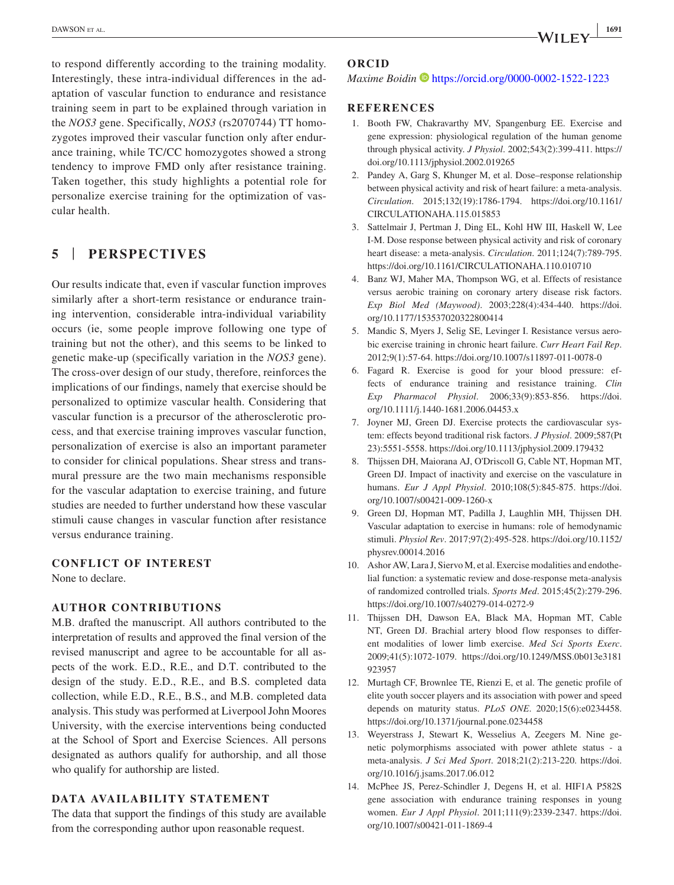to respond differently according to the training modality. Interestingly, these intra-individual differences in the adaptation of vascular function to endurance and resistance training seem in part to be explained through variation in the *NOS3* gene. Specifically, *NOS3* (rs2070744) TT homozygotes improved their vascular function only after endurance training, while TC/CC homozygotes showed a strong tendency to improve FMD only after resistance training. Taken together, this study highlights a potential role for personalize exercise training for the optimization of vascular health.

## 5 | PERSPECTIVES

Our results indicate that, even if vascular function improves similarly after a short-term resistance or endurance training intervention, considerable intra-individual variability occurs (ie, some people improve following one type of training but not the other), and this seems to be linked to genetic make-up (specifically variation in the *NOS3* gene). The cross-over design of our study, therefore, reinforces the implications of our findings, namely that exercise should be personalized to optimize vascular health. Considering that vascular function is a precursor of the atherosclerotic process, and that exercise training improves vascular function, personalization of exercise is also an important parameter to consider for clinical populations. Shear stress and transmural pressure are the two main mechanisms responsible for the vascular adaptation to exercise training, and future studies are needed to further understand how these vascular stimuli cause changes in vascular function after resistance versus endurance training.

### CONFLICT OF INTEREST

None to declare.

### AUTHOR CONTRIBUTIONS

M.B. drafted the manuscript. All authors contributed to the interpretation of results and approved the final version of the revised manuscript and agree to be accountable for all aspects of the work. E.D., R.E., and D.T. contributed to the design of the study. E.D., R.E., and B.S. completed data collection, while E.D., R.E., B.S., and M.B. completed data analysis. This study was performed at Liverpool John Moores University, with the exercise interventions being conducted at the School of Sport and Exercise Sciences. All persons designated as authors qualify for authorship, and all those who qualify for authorship are listed.

### DATA AVAILABILITY STATEMENT

The data that support the findings of this study are available from the corresponding author upon reasonable request.

### ORCID

*Maxime Boidin* https://orcid.org/0000-0002-1522-1223

### REFERENCES

1. Booth FW, Chakravarthy MV, Spangenburg EE. Exercise and gene expression: physiological regulation of the human genome through physical activity. *J Physiol*. 2002;543(2):399-411. https://doi.org/10.1113/jphysiol.2002.019265
2. Pandey A, Garg S, Khunger M, et al. Dose–response relationship between physical activity and risk of heart failure: a meta-analysis. *Circulation*. 2015;132(19):1786-1794. https://doi.org/10.1161/CIRCULATIONAHA.115.015853
3. Sattelmair J, Pertman J, Ding EL, Kohl HW III, Haskell W, Lee I-M. Dose response between physical activity and risk of coronary heart disease: a meta-analysis. *Circulation*. 2011;124(7):789-795. https://doi.org/10.1161/CIRCULATIONAHA.110.010710
4. Banz WJ, Maher MA, Thompson WG, et al. Effects of resistance versus aerobic training on coronary artery disease risk factors. *Exp Biol Med (Maywood)*. 2003;228(4):434-440. https://doi.org/10.1177/153537020322800414
5. Mandic S, Myers J, Selig SE, Levinger I. Resistance versus aerobic exercise training in chronic heart failure. *Curr Heart Fail Rep*. 2012;9(1):57-64. https://doi.org/10.1007/s11897-011-0078-0
6. Fagard R. Exercise is good for your blood pressure: effects of endurance training and resistance training. *Clin Exp Pharmacol Physiol*. 2006;33(9):853-856. https://doi.org/10.1111/j.1440-1681.2006.04453.x
7. Joyner MJ, Green DJ. Exercise protects the cardiovascular system: effects beyond traditional risk factors. *J Physiol*. 2009;587(Pt 23):5551-5558. https://doi.org/10.1113/jphysiol.2009.179432
8. Thijssen DH, Maiorana AJ, O'Driscoll G, Cable NT, Hopman MT, Green DJ. Impact of inactivity and exercise on the vasculature in humans. *Eur J Appl Physiol*. 2010;108(5):845-875. https://doi.org/10.1007/s00421-009-1260-x
9. Green DJ, Hopman MT, Padilla J, Laughlin MH, Thijssen DH. Vascular adaptation to exercise in humans: role of hemodynamic stimuli. *Physiol Rev*. 2017;97(2):495-528. https://doi.org/10.1152/physrev.00014.2016
10. Ashor AW, Lara J, Siervo M, et al. Exercise modalities and endothelial function: a systematic review and dose-response meta-analysis of randomized controlled trials. *Sports Med*. 2015;45(2):279-296. https://doi.org/10.1007/s40279-014-0272-9
11. Thijssen DH, Dawson EA, Black MA, Hopman MT, Cable NT, Green DJ. Brachial artery blood flow responses to different modalities of lower limb exercise. *Med Sci Sports Exerc*. 2009;41(5):1072-1079. https://doi.org/10.1249/MSS.0b013e3181923957
12. Murtagh CF, Brownlee TE, Rienzi E, et al. The genetic profile of elite youth soccer players and its association with power and speed depends on maturity status. *PLoS ONE*. 2020;15(6):e0234458. https://doi.org/10.1371/journal.pone.0234458
13. Weyerstrass J, Stewart K, Wesselius A, Zeegers M. Nine genetic polymorphisms associated with power athlete status - a meta-analysis. *J Sci Med Sport*. 2018;21(2):213-220. https://doi.org/10.1016/j.jsams.2017.06.012
14. McPhee JS, Perez-Schindler J, Degens H, et al. HIF1A P582S gene association with endurance training responses in young women. *Eur J Appl Physiol*. 2011;111(9):2339-2347. https://doi.org/10.1007/s00421-011-1869-4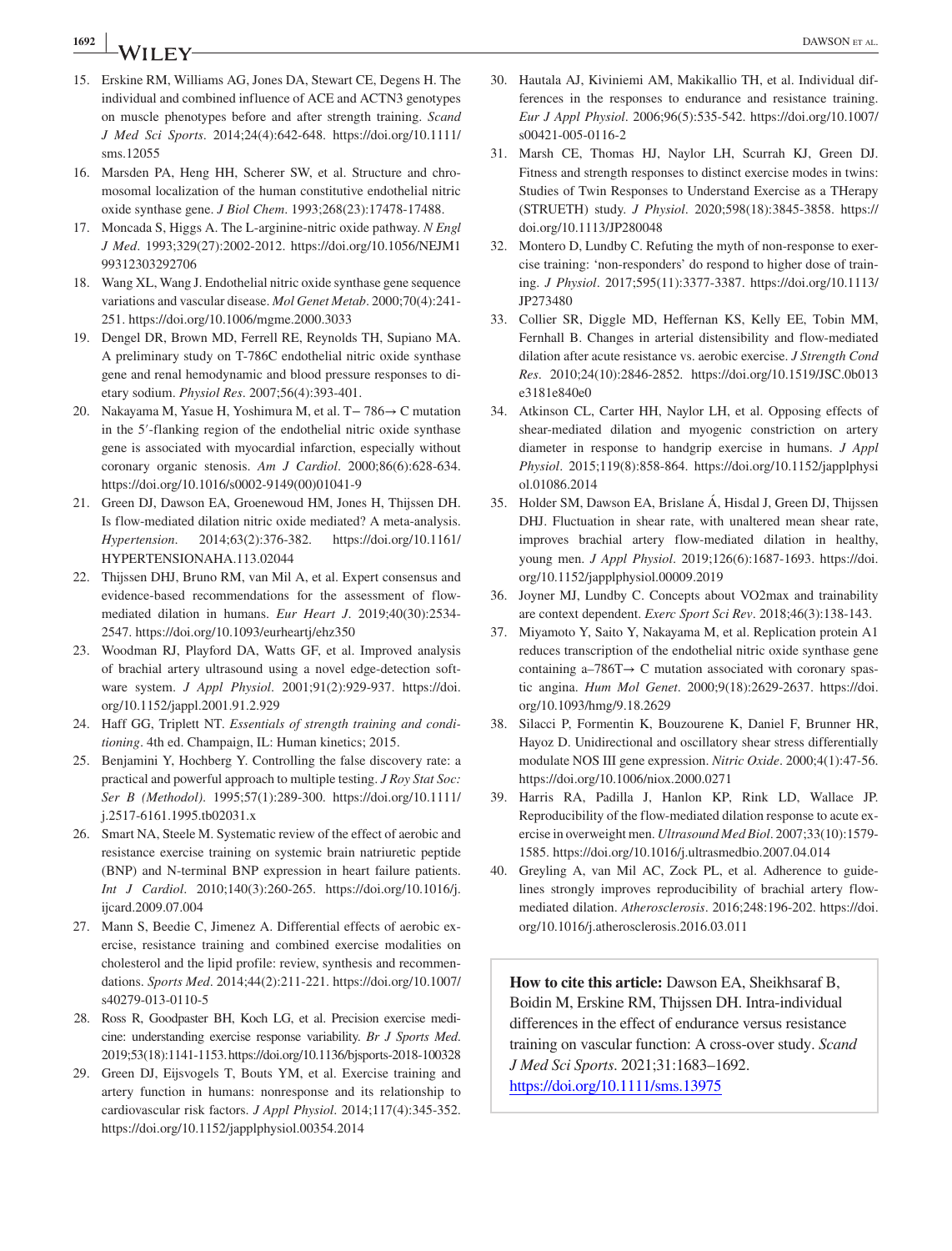15. Erskine RM, Williams AG, Jones DA, Stewart CE, Degens H. The individual and combined influence of ACE and ACTN3 genotypes on muscle phenotypes before and after strength training. *Scand J Med Sci Sports*. 2014;24(4):642-648. https://doi.org/10.1111/sms.12055
16. Marsden PA, Heng HH, Scherer SW, et al. Structure and chromosomal localization of the human constitutive endothelial nitric oxide synthase gene. *J Biol Chem*. 1993;268(23):17478-17488.
17. Moncada S, Higgs A. The L-arginine-nitric oxide pathway. *N Engl J Med*. 1993;329(27):2002-2012. https://doi.org/10.1056/NEJM199312303292706
18. Wang XL, Wang J. Endothelial nitric oxide synthase gene sequence variations and vascular disease. *Mol Genet Metab*. 2000;70(4):241-251. https://doi.org/10.1006/mgme.2000.3033
19. Dengel DR, Brown MD, Ferrell RE, Reynolds TH, Supiano MA. A preliminary study on T-786C endothelial nitric oxide synthase gene and renal hemodynamic and blood pressure responses to dietary sodium. *Physiol Res*. 2007;56(4):393-401.
20. Nakayama M, Yasue H, Yoshimura M, et al. T− 786→ C mutation in the 5′-flanking region of the endothelial nitric oxide synthase gene is associated with myocardial infarction, especially without coronary organic stenosis. *Am J Cardiol*. 2000;86(6):628-634. https://doi.org/10.1016/s0002-9149(00)01041-9
21. Green DJ, Dawson EA, Groenewoud HM, Jones H, Thijssen DH. Is flow-mediated dilation nitric oxide mediated? A meta-analysis. *Hypertension*. 2014;63(2):376-382. https://doi.org/10.1161/HYPERTENSIONAHA.113.02044
22. Thijssen DHJ, Bruno RM, van Mil A, et al. Expert consensus and evidence-based recommendations for the assessment of flow-mediated dilation in humans. *Eur Heart J*. 2019;40(30):2534-2547. https://doi.org/10.1093/eurheartj/ehz350
23. Woodman RJ, Playford DA, Watts GF, et al. Improved analysis of brachial artery ultrasound using a novel edge-detection software system. *J Appl Physiol*. 2001;91(2):929-937. https://doi.org/10.1152/jappl.2001.91.2.929
24. Haff GG, Triplett NT. *Essentials of strength training and conditioning*. 4th ed. Champaign, IL: Human kinetics; 2015.
25. Benjamini Y, Hochberg Y. Controlling the false discovery rate: a practical and powerful approach to multiple testing. *J Roy Stat Soc: Ser B (Methodol)*. 1995;57(1):289-300. https://doi.org/10.1111/j.2517-6161.1995.tb02031.x
26. Smart NA, Steele M. Systematic review of the effect of aerobic and resistance exercise training on systemic brain natriuretic peptide (BNP) and N-terminal BNP expression in heart failure patients. *Int J Cardiol*. 2010;140(3):260-265. https://doi.org/10.1016/j.ijcard.2009.07.004
27. Mann S, Beedie C, Jimenez A. Differential effects of aerobic exercise, resistance training and combined exercise modalities on cholesterol and the lipid profile: review, synthesis and recommendations. *Sports Med*. 2014;44(2):211-221. https://doi.org/10.1007/s40279-013-0110-5
28. Ross R, Goodpaster BH, Koch LG, et al. Precision exercise medicine: understanding exercise response variability. *Br J Sports Med*. 2019;53(18):1141-1153. https://doi.org/10.1136/bjsports-2018-100328
29. Green DJ, Eijsvogels T, Bouts YM, et al. Exercise training and artery function in humans: nonresponse and its relationship to cardiovascular risk factors. *J Appl Physiol*. 2014;117(4):345-352. https://doi.org/10.1152/japplphysiol.00354.2014
30. Hautala AJ, Kiviniemi AM, Makikallio TH, et al. Individual differences in the responses to endurance and resistance training. *Eur J Appl Physiol*. 2006;96(5):535-542. https://doi.org/10.1007/s00421-005-0116-2
31. Marsh CE, Thomas HJ, Naylor LH, Scurrah KJ, Green DJ. Fitness and strength responses to distinct exercise modes in twins: Studies of Twin Responses to Understand Exercise as a THerapy (STRUETH) study. *J Physiol*. 2020;598(18):3845-3858. https://doi.org/10.1113/JP280048
32. Montero D, Lundby C. Refuting the myth of non-response to exercise training: 'non-responders' do respond to higher dose of training. *J Physiol*. 2017;595(11):3377-3387. https://doi.org/10.1113/JP273480
33. Collier SR, Diggle MD, Heffernan KS, Kelly EE, Tobin MM, Fernhall B. Changes in arterial distensibility and flow-mediated dilation after acute resistance vs. aerobic exercise. *J Strength Cond Res*. 2010;24(10):2846-2852. https://doi.org/10.1519/JSC.0b013e3181e840e0
34. Atkinson CL, Carter HH, Naylor LH, et al. Opposing effects of shear-mediated dilation and myogenic constriction on artery diameter in response to handgrip exercise in humans. *J Appl Physiol*. 2015;119(8):858-864. https://doi.org/10.1152/japplphysiol.01086.2014
35. Holder SM, Dawson EA, Brislane Á, Hisdal J, Green DJ, Thijssen DHJ. Fluctuation in shear rate, with unaltered mean shear rate, improves brachial artery flow-mediated dilation in healthy, young men. *J Appl Physiol*. 2019;126(6):1687-1693. https://doi.org/10.1152/japplphysiol.00009.2019
36. Joyner MJ, Lundby C. Concepts about VO2max and trainability are context dependent. *Exerc Sport Sci Rev*. 2018;46(3):138-143.
37. Miyamoto Y, Saito Y, Nakayama M, et al. Replication protein A1 reduces transcription of the endothelial nitric oxide synthase gene containing a–786T→ C mutation associated with coronary spastic angina. *Hum Mol Genet*. 2000;9(18):2629-2637. https://doi.org/10.1093/hmg/9.18.2629
38. Silacci P, Formentin K, Bouzourene K, Daniel F, Brunner HR, Hayoz D. Unidirectional and oscillatory shear stress differentially modulate NOS III gene expression. *Nitric Oxide*. 2000;4(1):47-56. https://doi.org/10.1006/niox.2000.0271
39. Harris RA, Padilla J, Hanlon KP, Rink LD, Wallace JP. Reproducibility of the flow-mediated dilation response to acute exercise in overweight men. *Ultrasound Med Biol*. 2007;33(10):1579-1585. https://doi.org/10.1016/j.ultrasmedbio.2007.04.014
40. Greyling A, van Mil AC, Zock PL, et al. Adherence to guidelines strongly improves reproducibility of brachial artery flow-mediated dilation. *Atherosclerosis*. 2016;248:196-202. https://doi.org/10.1016/j.atherosclerosis.2016.03.011

**How to cite this article:** Dawson EA, Sheikhsaraf B, Boidin M, Erskine RM, Thijssen DH. Intra-individual differences in the effect of endurance versus resistance training on vascular function: A cross-over study. *Scand J Med Sci Sports*. 2021;31:1683–1692. https://doi.org/10.1111/sms.13975